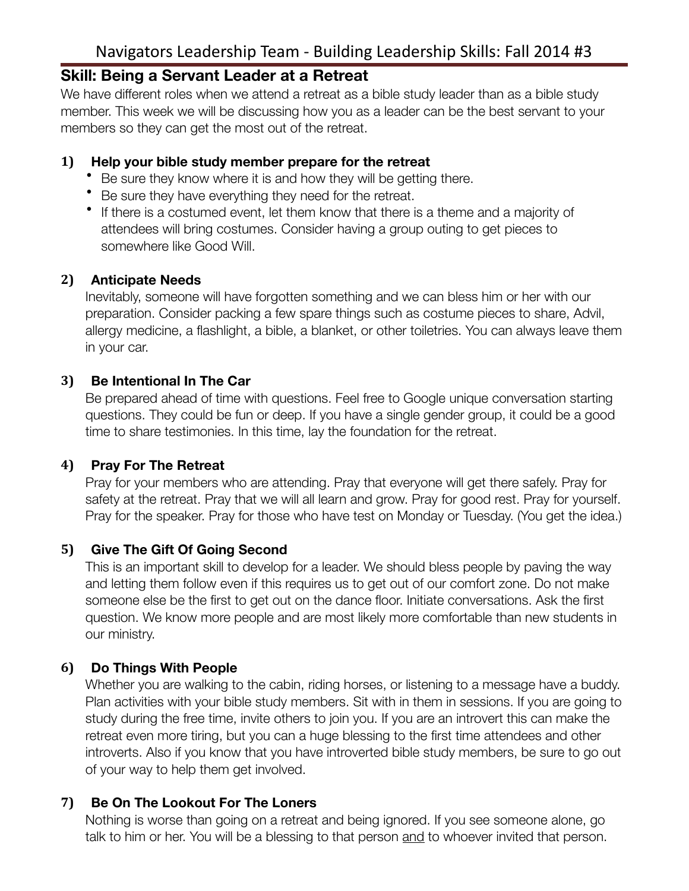# Navigators Leadership Team - Building Leadership Skills: Fall 2014 #3

## Skill: Being a Servant Leader at a Retreat

We have different roles when we attend a retreat as a bible study leader than as a bible study member. This week we will be discussing how you as a leader can be the best servant to your members so they can get the most out of the retreat.

### 1) Help your bible study member prepare for the retreat

- Be sure they know where it is and how they will be getting there.
- Be sure they have everything they need for the retreat.
- If there is a costumed event, let them know that there is a theme and a majority of attendees will bring costumes. Consider having a group outing to get pieces to somewhere like Good Will.

### 2) Anticipate Needs

Inevitably, someone will have forgotten something and we can bless him or her with our preparation. Consider packing a few spare things such as costume pieces to share, Advil, allergy medicine, a flashlight, a bible, a blanket, or other toiletries. You can always leave them in your car.

### 3) Be Intentional In The Car

Be prepared ahead of time with questions. Feel free to Google unique conversation starting questions. They could be fun or deep. If you have a single gender group, it could be a good time to share testimonies. In this time, lay the foundation for the retreat.

### 4) Pray For The Retreat

Pray for your members who are attending. Pray that everyone will get there safely. Pray for safety at the retreat. Pray that we will all learn and grow. Pray for good rest. Pray for yourself. Pray for the speaker. Pray for those who have test on Monday or Tuesday. (You get the idea.)

### 5) Give The Gift Of Going Second

This is an important skill to develop for a leader. We should bless people by paving the way and letting them follow even if this requires us to get out of our comfort zone. Do not make someone else be the first to get out on the dance floor. Initiate conversations. Ask the first question. We know more people and are most likely more comfortable than new students in our ministry.

### 6) Do Things With People

Whether you are walking to the cabin, riding horses, or listening to a message have a buddy. Plan activities with your bible study members. Sit with in them in sessions. If you are going to study during the free time, invite others to join you. If you are an introvert this can make the retreat even more tiring, but you can a huge blessing to the first time attendees and other introverts. Also if you know that you have introverted bible study members, be sure to go out of your way to help them get involved.

### 7) Be On The Lookout For The Loners

Nothing is worse than going on a retreat and being ignored. If you see someone alone, go talk to him or her. You will be a blessing to that person <u>and</u> to whoever invited that person.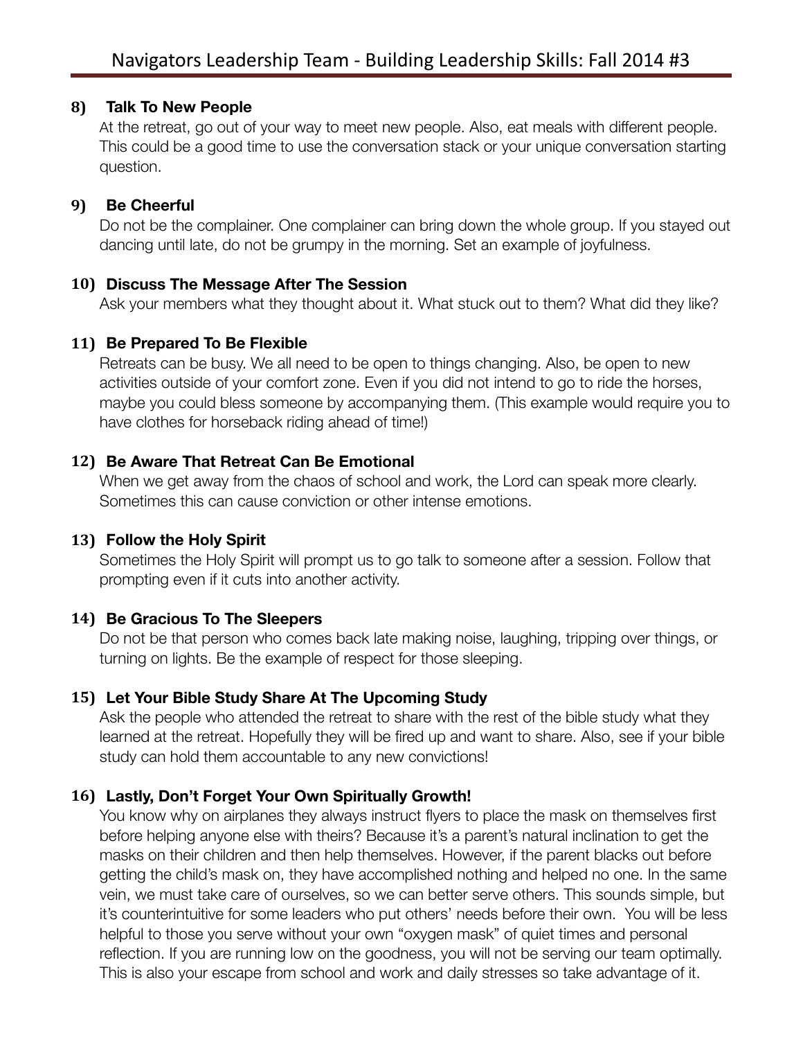**8) Talk To New People**

At the retreat, go out of your way to meet new people. Also, eat meals with different people. This could be a good time to use the conversation stack or your unique conversation starting question.

**9) Be Cheerful**

Do not be the complainer. One complainer can bring down the whole group. If you stayed out dancing until late, do not be grumpy in the morning. Set an example of joyfulness.

**10) Discuss The Message After The Session**

Ask your members what they thought about it. What stuck out to them? What did they like?

**11) Be Prepared To Be Flexible**

Retreats can be busy. We all need to be open to things changing. Also, be open to new activities outside of your comfort zone. Even if you did not intend to go to ride the horses, maybe you could bless someone by accompanying them. (This example would require you to have clothes for horseback riding ahead of time!)

**12) Be Aware That Retreat Can Be Emotional**

When we get away from the chaos of school and work, the Lord can speak more clearly. Sometimes this can cause conviction or other intense emotions.

**13) Follow the Holy Spirit**

Sometimes the Holy Spirit will prompt us to go talk to someone after a session. Follow that prompting even if it cuts into another activity.

**14) Be Gracious To The Sleepers**

Do not be that person who comes back late making noise, laughing, tripping over things, or turning on lights. Be the example of respect for those sleeping.

**15) Let Your Bible Study Share At The Upcoming Study**

Ask the people who attended the retreat to share with the rest of the bible study what they learned at the retreat. Hopefully they will be fired up and want to share. Also, see if your bible study can hold them accountable to any new convictions!

**16) Lastly, Don't Forget Your Own Spiritually Growth!**

You know why on airplanes they always instruct flyers to place the mask on themselves first before helping anyone else with theirs? Because it's a parent's natural inclination to get the masks on their children and then help themselves. However, if the parent blacks out before getting the child's mask on, they have accomplished nothing and helped no one. In the same vein, we must take care of ourselves, so we can better serve others. This sounds simple, but it's counterintuitive for some leaders who put others' needs before their own. You will be less helpful to those you serve without your own "oxygen mask" of quiet times and personal reflection. If you are running low on the goodness, you will not be serving our team optimally. This is also your escape from school and work and daily stresses so take advantage of it.